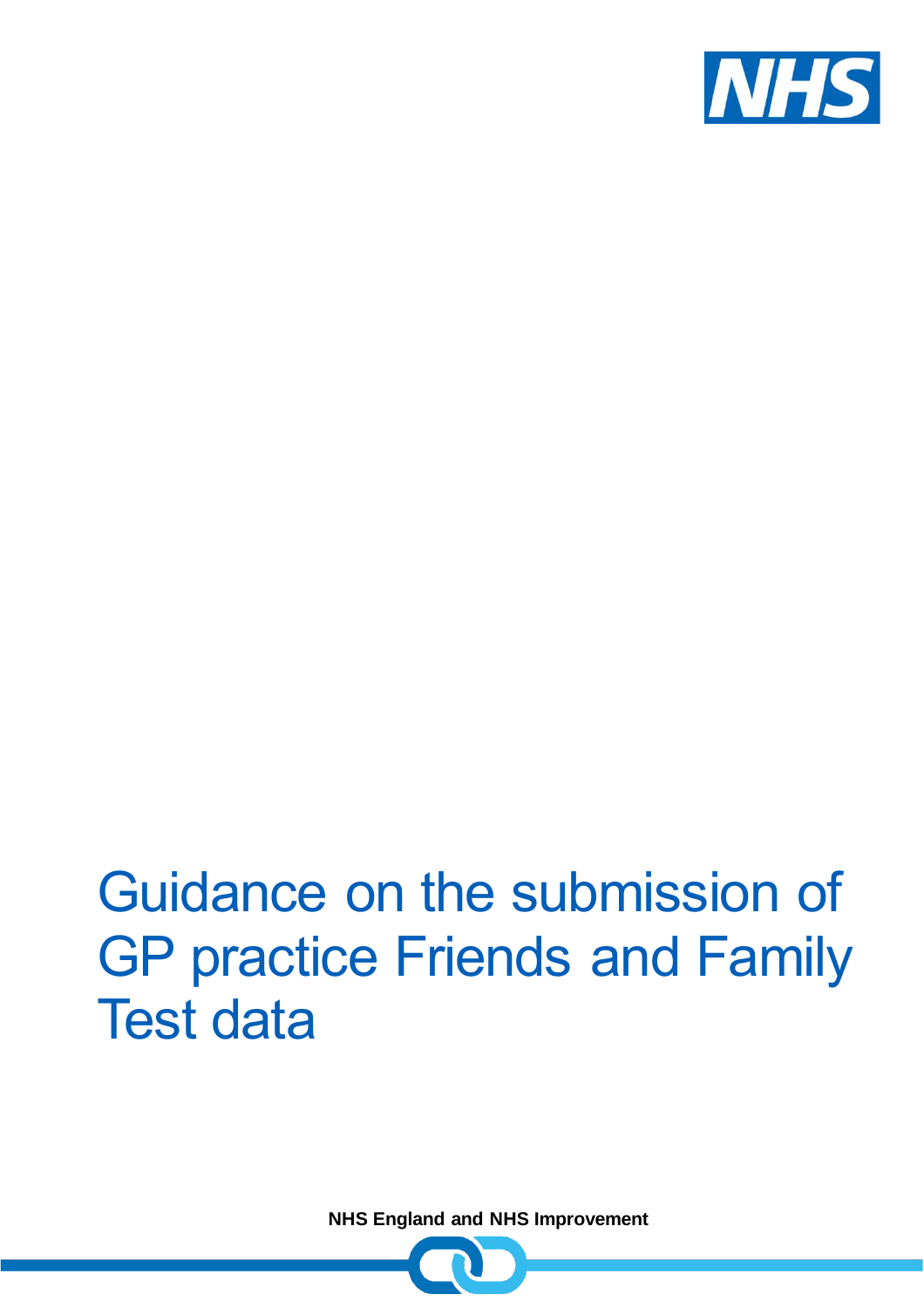# Guidance on the submission of GP practice Friends and Family Test data

**NHS England and NHS Improvement**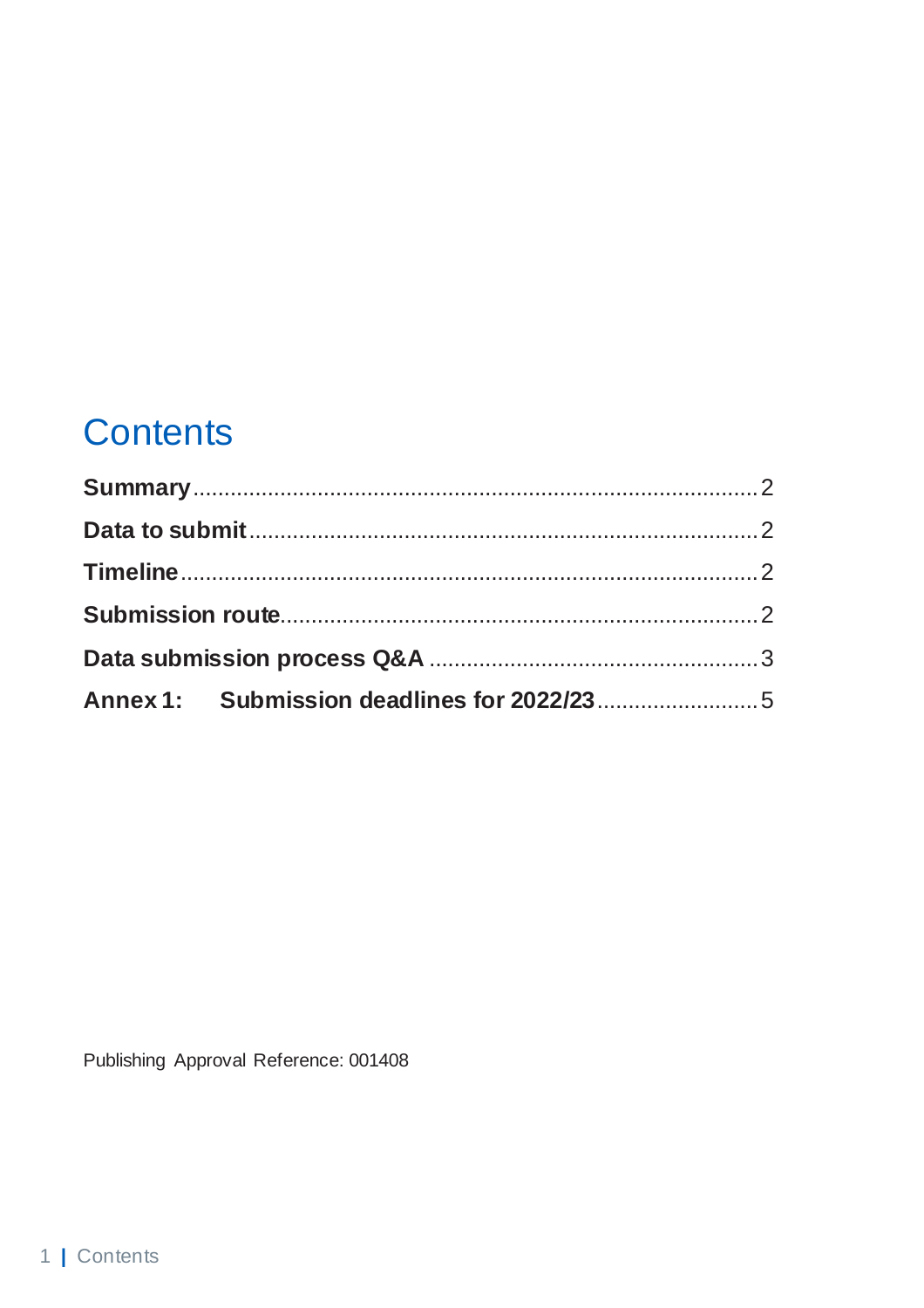# Contents

**Summary** .......................................................................................... 2

**Data to submit** .................................................................................. 2

**Timeline** ............................................................................................ 2

**Submission route** .............................................................................. 2

**Data submission process Q&A** ......................................................... 3

**Annex 1: Submission deadlines for 2022/23** ..................................... 5

Publishing Approval Reference: 001408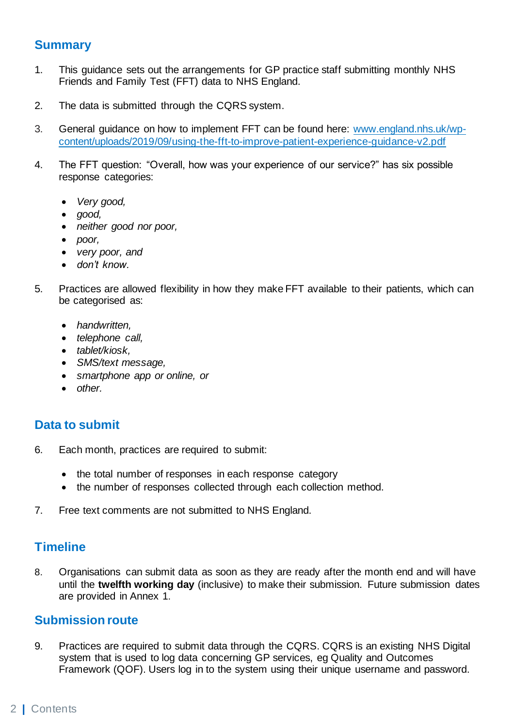## Summary

1. This guidance sets out the arrangements for GP practice staff submitting monthly NHS Friends and Family Test (FFT) data to NHS England.

2. The data is submitted through the CQRS system.

3. General guidance on how to implement FFT can be found here: [www.england.nhs.uk/wp-content/uploads/2019/09/using-the-fft-to-improve-patient-experience-guidance-v2.pdf](www.england.nhs.uk/wp-content/uploads/2019/09/using-the-fft-to-improve-patient-experience-guidance-v2.pdf)

4. The FFT question: “Overall, how was your experience of our service?” has six possible response categories:

   - *Very good,*
   - *good,*
   - *neither good nor poor,*
   - *poor,*
   - *very poor, and*
   - *don’t know.*

5. Practices are allowed flexibility in how they make FFT available to their patients, which can be categorised as:

   - *handwritten,*
   - *telephone call,*
   - *tablet/kiosk,*
   - *SMS/text message,*
   - *smartphone app or online, or*
   - *other.*

## Data to submit

6. Each month, practices are required to submit:

   - the total number of responses in each response category
   - the number of responses collected through each collection method.

7. Free text comments are not submitted to NHS England.

## Timeline

8. Organisations can submit data as soon as they are ready after the month end and will have until the **twelfth working day** (inclusive) to make their submission. Future submission dates are provided in Annex 1.

## Submission route

9. Practices are required to submit data through the CQRS. CQRS is an existing NHS Digital system that is used to log data concerning GP services, eg Quality and Outcomes Framework (QOF). Users log in to the system using their unique username and password.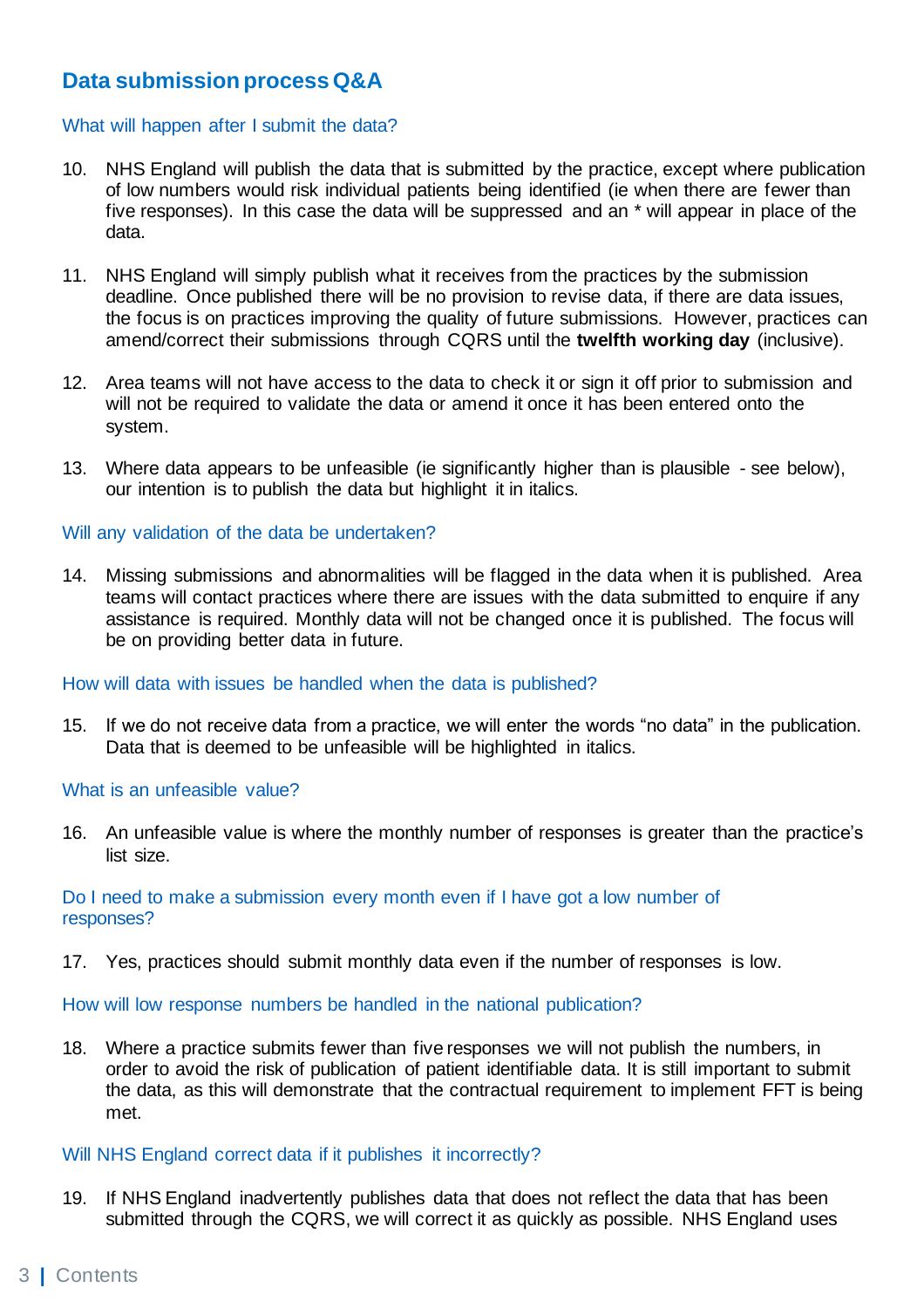## Data submission process Q&A

### What will happen after I submit the data?

10. NHS England will publish the data that is submitted by the practice, except where publication of low numbers would risk individual patients being identified (ie when there are fewer than five responses). In this case the data will be suppressed and an * will appear in place of the data.

11. NHS England will simply publish what it receives from the practices by the submission deadline. Once published there will be no provision to revise data, if there are data issues, the focus is on practices improving the quality of future submissions. However, practices can amend/correct their submissions through CQRS until the **twelfth working day** (inclusive).

12. Area teams will not have access to the data to check it or sign it off prior to submission and will not be required to validate the data or amend it once it has been entered onto the system.

13. Where data appears to be unfeasible (ie significantly higher than is plausible - see below), our intention is to publish the data but highlight it in italics.

### Will any validation of the data be undertaken?

14. Missing submissions and abnormalities will be flagged in the data when it is published. Area teams will contact practices where there are issues with the data submitted to enquire if any assistance is required. Monthly data will not be changed once it is published. The focus will be on providing better data in future.

### How will data with issues be handled when the data is published?

15. If we do not receive data from a practice, we will enter the words "no data" in the publication. Data that is deemed to be unfeasible will be highlighted in italics.

### What is an unfeasible value?

16. An unfeasible value is where the monthly number of responses is greater than the practice's list size.

### Do I need to make a submission every month even if I have got a low number of responses?

17. Yes, practices should submit monthly data even if the number of responses is low.

### How will low response numbers be handled in the national publication?

18. Where a practice submits fewer than five responses we will not publish the numbers, in order to avoid the risk of publication of patient identifiable data. It is still important to submit the data, as this will demonstrate that the contractual requirement to implement FFT is being met.

### Will NHS England correct data if it publishes it incorrectly?

19. If NHS England inadvertently publishes data that does not reflect the data that has been submitted through the CQRS, we will correct it as quickly as possible. NHS England uses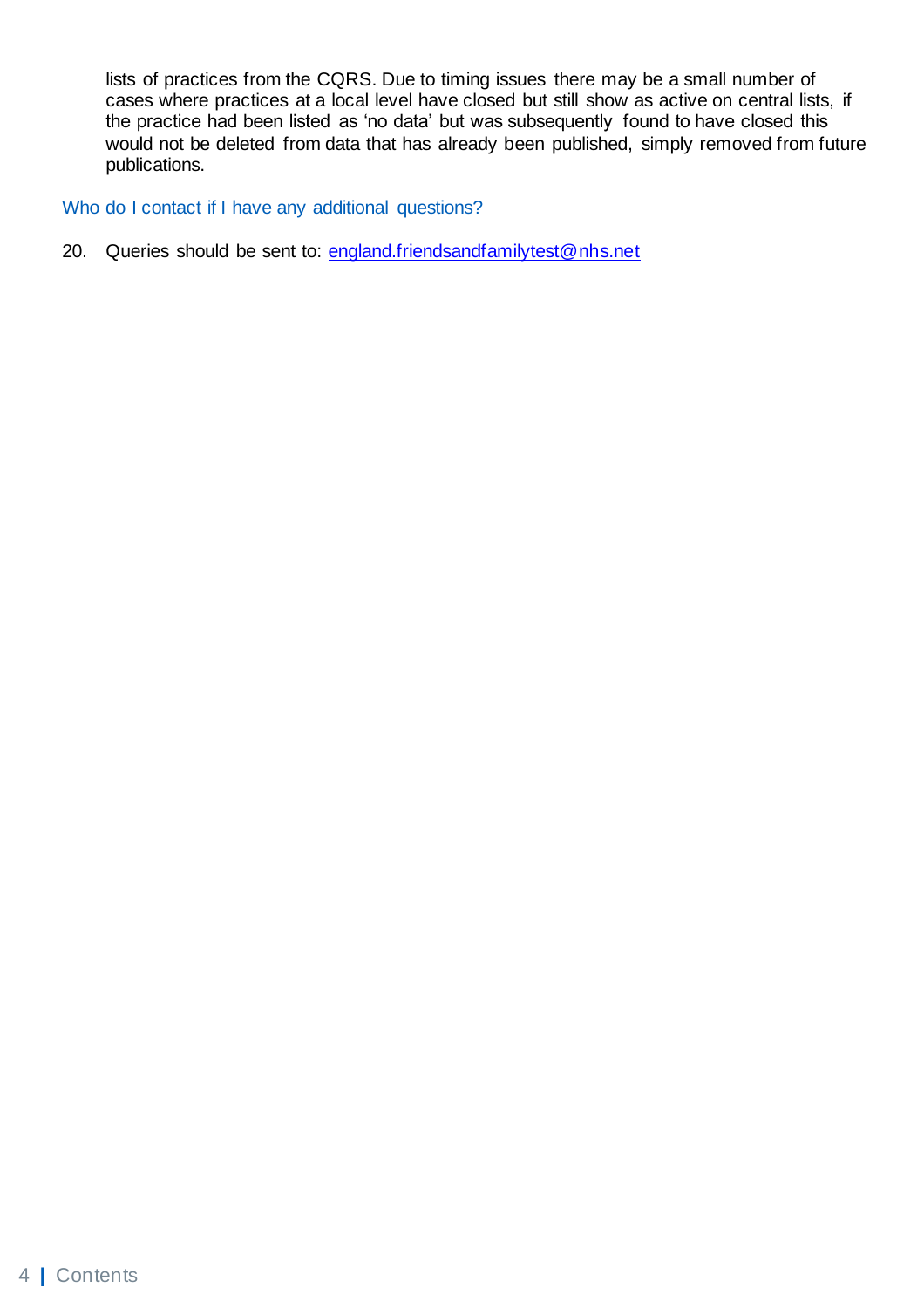lists of practices from the CQRS. Due to timing issues there may be a small number of cases where practices at a local level have closed but still show as active on central lists, if the practice had been listed as 'no data' but was subsequently found to have closed this would not be deleted from data that has already been published, simply removed from future publications.

## Who do I contact if I have any additional questions?

20. Queries should be sent to: england.friendsandfamilytest@nhs.net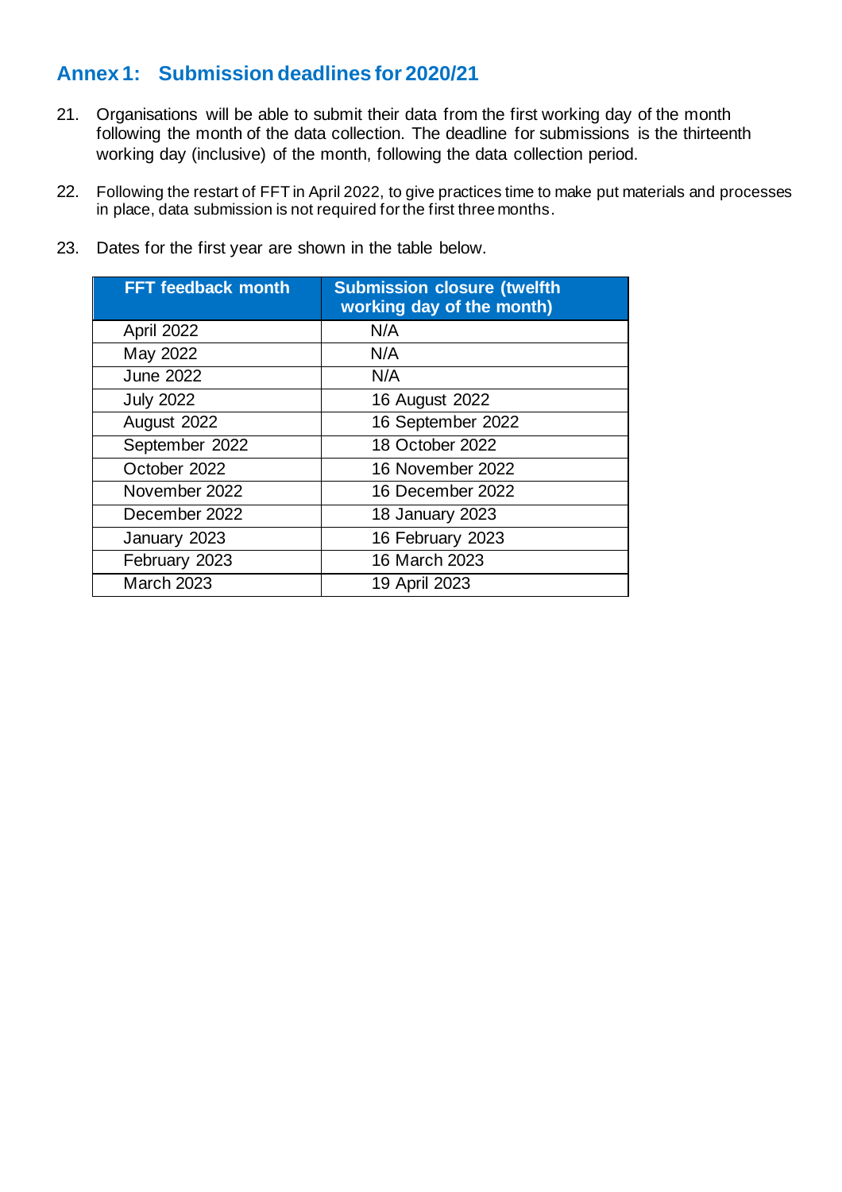## Annex 1: Submission deadlines for 2020/21

21. Organisations will be able to submit their data from the first working day of the month following the month of the data collection. The deadline for submissions is the thirteenth working day (inclusive) of the month, following the data collection period.

22. Following the restart of FFT in April 2022, to give practices time to make put materials and processes in place, data submission is not required for the first three months.

23. Dates for the first year are shown in the table below.

| FFT feedback month | Submission closure (twelfth working day of the month) |
|---|---|
| April 2022 | N/A |
| May 2022 | N/A |
| June 2022 | N/A |
| July 2022 | 16 August 2022 |
| August 2022 | 16 September 2022 |
| September 2022 | 18 October 2022 |
| October 2022 | 16 November 2022 |
| November 2022 | 16 December 2022 |
| December 2022 | 18 January 2023 |
| January 2023 | 16 February 2023 |
| February 2023 | 16 March 2023 |
| March 2023 | 19 April 2023 |